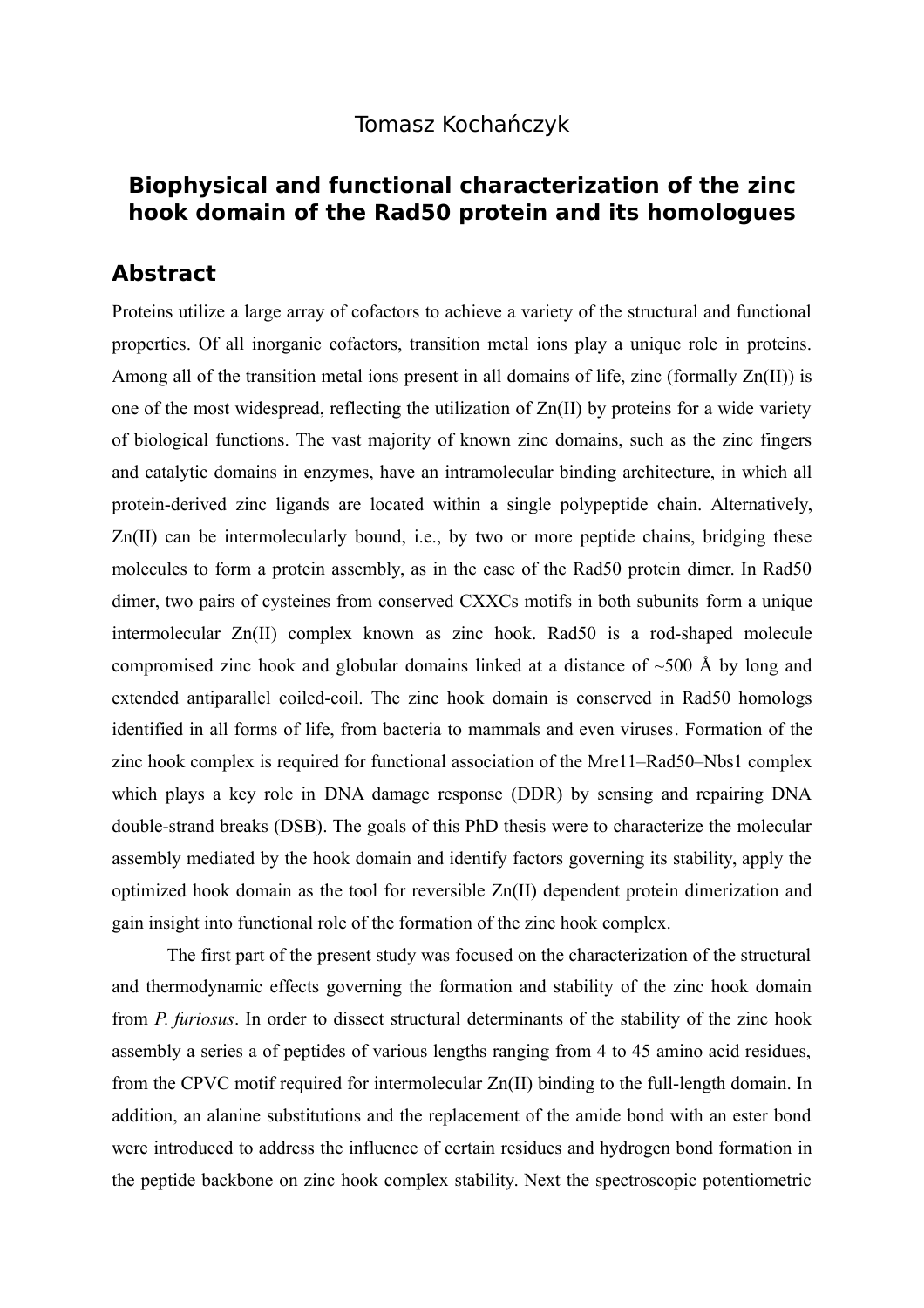Tomasz Kochańczyk

# Biophysical and functional characterization of the zinc hook domain of the Rad50 protein and its homologues

## Abstract

Proteins utilize a large array of cofactors to achieve a variety of the structural and functional properties. Of all inorganic cofactors, transition metal ions play a unique role in proteins. Among all of the transition metal ions present in all domains of life, zinc (formally Zn(II)) is one of the most widespread, reflecting the utilization of Zn(II) by proteins for a wide variety of biological functions. The vast majority of known zinc domains, such as the zinc fingers and catalytic domains in enzymes, have an intramolecular binding architecture, in which all protein-derived zinc ligands are located within a single polypeptide chain. Alternatively, Zn(II) can be intermolecularly bound, i.e., by two or more peptide chains, bridging these molecules to form a protein assembly, as in the case of the Rad50 protein dimer. In Rad50 dimer, two pairs of cysteines from conserved CXXCs motifs in both subunits form a unique intermolecular Zn(II) complex known as zinc hook. Rad50 is a rod-shaped molecule compromised zinc hook and globular domains linked at a distance of ~500 Å by long and extended antiparallel coiled-coil. The zinc hook domain is conserved in Rad50 homologs identified in all forms of life, from bacteria to mammals and even viruses. Formation of the zinc hook complex is required for functional association of the Mre11–Rad50–Nbs1 complex which plays a key role in DNA damage response (DDR) by sensing and repairing DNA double-strand breaks (DSB). The goals of this PhD thesis were to characterize the molecular assembly mediated by the hook domain and identify factors governing its stability, apply the optimized hook domain as the tool for reversible Zn(II) dependent protein dimerization and gain insight into functional role of the formation of the zinc hook complex.

The first part of the present study was focused on the characterization of the structural and thermodynamic effects governing the formation and stability of the zinc hook domain from *P. furiosus*. In order to dissect structural determinants of the stability of the zinc hook assembly a series a of peptides of various lengths ranging from 4 to 45 amino acid residues, from the CPVC motif required for intermolecular Zn(II) binding to the full-length domain. In addition, an alanine substitutions and the replacement of the amide bond with an ester bond were introduced to address the influence of certain residues and hydrogen bond formation in the peptide backbone on zinc hook complex stability. Next the spectroscopic potentiometric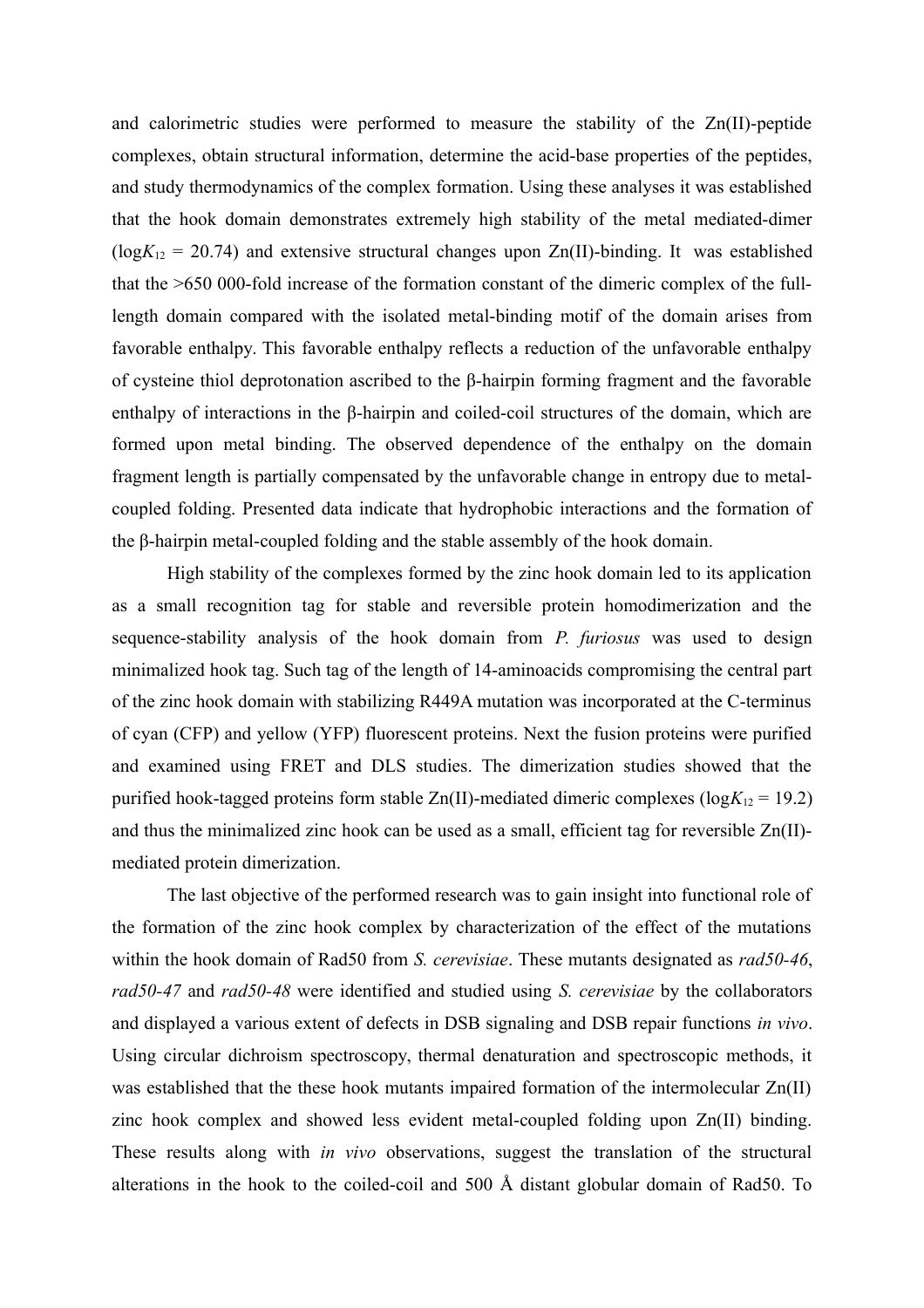and calorimetric studies were performed to measure the stability of the Zn(II)-peptide complexes, obtain structural information, determine the acid-base properties of the peptides, and study thermodynamics of the complex formation. Using these analyses it was established that the hook domain demonstrates extremely high stability of the metal mediated-dimer ($\log K_{12}$ = 20.74) and extensive structural changes upon Zn(II)-binding. It was established that the >650 000-fold increase of the formation constant of the dimeric complex of the full-length domain compared with the isolated metal-binding motif of the domain arises from favorable enthalpy. This favorable enthalpy reflects a reduction of the unfavorable enthalpy of cysteine thiol deprotonation ascribed to the β-hairpin forming fragment and the favorable enthalpy of interactions in the β-hairpin and coiled-coil structures of the domain, which are formed upon metal binding. The observed dependence of the enthalpy on the domain fragment length is partially compensated by the unfavorable change in entropy due to metal-coupled folding. Presented data indicate that hydrophobic interactions and the formation of the β-hairpin metal-coupled folding and the stable assembly of the hook domain.

High stability of the complexes formed by the zinc hook domain led to its application as a small recognition tag for stable and reversible protein homodimerization and the sequence-stability analysis of the hook domain from *P. furiosus* was used to design minimalized hook tag. Such tag of the length of 14-aminoacids compromising the central part of the zinc hook domain with stabilizing R449A mutation was incorporated at the C-terminus of cyan (CFP) and yellow (YFP) fluorescent proteins. Next the fusion proteins were purified and examined using FRET and DLS studies. The dimerization studies showed that the purified hook-tagged proteins form stable Zn(II)-mediated dimeric complexes ($\log K_{12}$ = 19.2) and thus the minimalized zinc hook can be used as a small, efficient tag for reversible Zn(II)-mediated protein dimerization.

The last objective of the performed research was to gain insight into functional role of the formation of the zinc hook complex by characterization of the effect of the mutations within the hook domain of Rad50 from *S. cerevisiae*. These mutants designated as *rad50-46*, *rad50-47* and *rad50-48* were identified and studied using *S. cerevisiae* by the collaborators and displayed a various extent of defects in DSB signaling and DSB repair functions *in vivo*. Using circular dichroism spectroscopy, thermal denaturation and spectroscopic methods, it was established that the these hook mutants impaired formation of the intermolecular Zn(II) zinc hook complex and showed less evident metal-coupled folding upon Zn(II) binding. These results along with *in vivo* observations, suggest the translation of the structural alterations in the hook to the coiled-coil and 500 Å distant globular domain of Rad50. To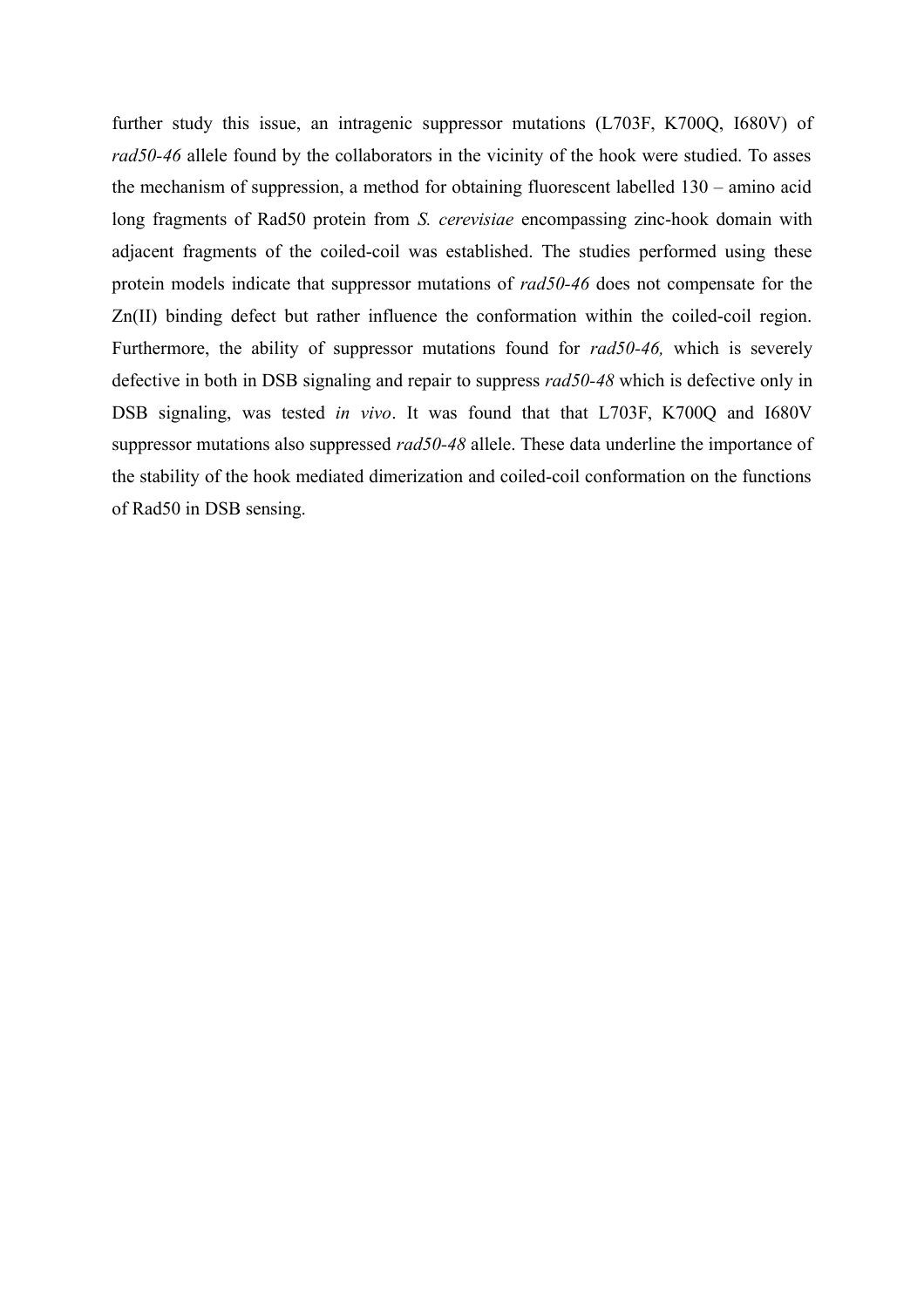further study this issue, an intragenic suppressor mutations (L703F, K700Q, I680V) of *rad50-46* allele found by the collaborators in the vicinity of the hook were studied. To asses the mechanism of suppression, a method for obtaining fluorescent labelled 130 – amino acid long fragments of Rad50 protein from *S. cerevisiae* encompassing zinc-hook domain with adjacent fragments of the coiled-coil was established. The studies performed using these protein models indicate that suppressor mutations of *rad50-46* does not compensate for the Zn(II) binding defect but rather influence the conformation within the coiled-coil region. Furthermore, the ability of suppressor mutations found for *rad50-46,* which is severely defective in both in DSB signaling and repair to suppress *rad50-48* which is defective only in DSB signaling, was tested *in vivo*. It was found that that L703F, K700Q and I680V suppressor mutations also suppressed *rad50-48* allele. These data underline the importance of the stability of the hook mediated dimerization and coiled-coil conformation on the functions of Rad50 in DSB sensing.